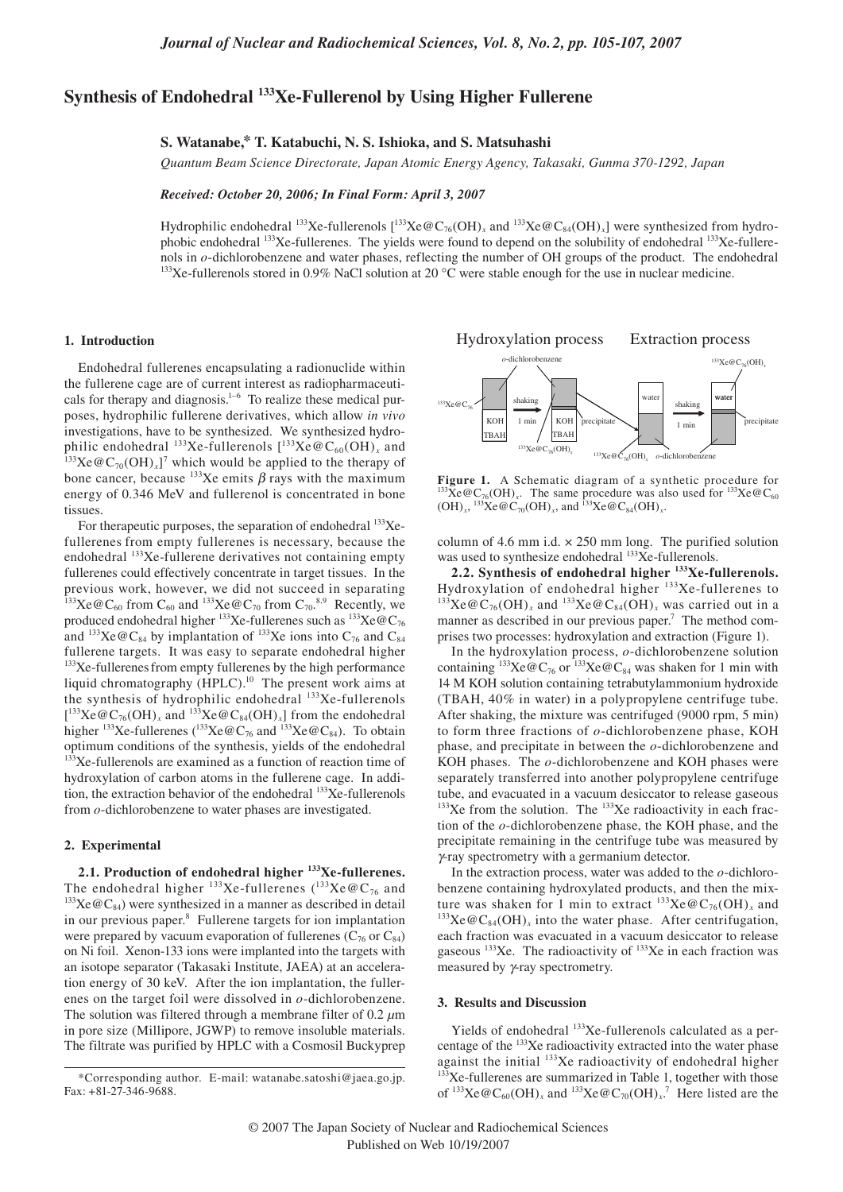# Synthesis of Endohedral $^{133}$Xe-Fullerenol by Using Higher Fullerene

**S. Watanabe,* T. Katabuchi, N. S. Ishioka, and S. Matsuhashi**

*Quantum Beam Science Directorate, Japan Atomic Energy Agency, Takasaki, Gunma 370-1292, Japan*

***Received: October 20, 2006; In Final Form: April 3, 2007***

Hydrophilic endohedral $^{133}$Xe-fullerenols [$^{133}Xe@C_{76}(OH)_x$ and $^{133}Xe@C_{84}(OH)_x$] were synthesized from hydrophobic endohedral $^{133}$Xe-fullerenes. The yields were found to depend on the solubility of endohedral $^{133}$Xe-fullerenols in *o*-dichlorobenzene and water phases, reflecting the number of OH groups of the product. The endohedral $^{133}$Xe-fullerenols stored in 0.9% NaCl solution at 20 °C were stable enough for the use in nuclear medicine.

## 1. Introduction

Endohedral fullerenes encapsulating a radionuclide within the fullerene cage are of current interest as radiopharmaceuticals for therapy and diagnosis.[1–6] To realize these medical purposes, hydrophilic fullerene derivatives, which allow *in vivo* investigations, have to be synthesized. We synthesized hydrophilic endohedral $^{133}$Xe-fullerenols [$^{133}Xe@C_{60}(OH)_x$ and $^{133}Xe@C_{70}(OH)_x$][7] which would be applied to the therapy of bone cancer, because $^{133}$Xe emits $\beta$ rays with the maximum energy of 0.346 MeV and fullerenol is concentrated in bone tissues.

For therapeutic purposes, the separation of endohedral $^{133}$Xe-fullerenes from empty fullerenes is necessary, because the endohedral $^{133}$Xe-fullerene derivatives not containing empty fullerenes could effectively concentrate in target tissues. In the previous work, however, we did not succeed in separating $^{133}Xe@C_{60}$ from $C_{60}$ and $^{133}Xe@C_{70}$ from $C_{70}$.[8,9] Recently, we produced endohedral higher $^{133}$Xe-fullerenes such as $^{133}Xe@C_{76}$ and $^{133}Xe@C_{84}$ by implantation of $^{133}$Xe ions into $C_{76}$ and $C_{84}$ fullerene targets. It was easy to separate endohedral higher $^{133}$Xe-fullerenes from empty fullerenes by the high performance liquid chromatography (HPLC).[10] The present work aims at the synthesis of hydrophilic endohedral $^{133}$Xe-fullerenols [$^{133}Xe@C_{76}(OH)_x$ and $^{133}Xe@C_{84}(OH)_x$] from the endohedral higher $^{133}$Xe-fullerenes ($^{133}Xe@C_{76}$ and $^{133}Xe@C_{84}$). To obtain optimum conditions of the synthesis, yields of the endohedral $^{133}$Xe-fullerenols are examined as a function of reaction time of hydroxylation of carbon atoms in the fullerene cage. In addition, the extraction behavior of the endohedral $^{133}$Xe-fullerenols from *o*-dichlorobenzene to water phases are investigated.

## 2. Experimental

**2.1. Production of endohedral higher $^{133}$Xe-fullerenes.** The endohedral higher $^{133}$Xe-fullerenes ($^{133}Xe@C_{76}$ and $^{133}Xe@C_{84}$) were synthesized in a manner as described in detail in our previous paper.[8] Fullerene targets for ion implantation were prepared by vacuum evaporation of fullerenes ($C_{76}$ or $C_{84}$) on Ni foil. Xenon-133 ions were implanted into the targets with an isotope separator (Takasaki Institute, JAEA) at an acceleration energy of 30 keV. After the ion implantation, the fullerenes on the target foil were dissolved in *o*-dichlorobenzene. The solution was filtered through a membrane filter of 0.2 $\mu$m in pore size (Millipore, JGWP) to remove insoluble materials. The filtrate was purified by HPLC with a Cosmosil Buckyprep column of 4.6 mm i.d. × 250 mm long. The purified solution was used to synthesize endohedral $^{133}$Xe-fullerenols.

**Figure 1.** A Schematic diagram of a synthetic procedure for $^{133}Xe@C_{76}(OH)_x$. The same procedure was also used for $^{133}Xe@C_{60}(OH)_x$, $^{133}Xe@C_{70}(OH)_x$, and $^{133}Xe@C_{84}(OH)_x$.

**2.2. Synthesis of endohedral higher $^{133}$Xe-fullerenols.** Hydroxylation of endohedral higher $^{133}$Xe-fullerenes to $^{133}Xe@C_{76}(OH)_x$ and $^{133}Xe@C_{84}(OH)_x$ was carried out in a manner as described in our previous paper.[7] The method comprises two processes: hydroxylation and extraction (Figure 1).

In the hydroxylation process, *o*-dichlorobenzene solution containing $^{133}Xe@C_{76}$ or $^{133}Xe@C_{84}$ was shaken for 1 min with 14 M KOH solution containing tetrabutylammonium hydroxide (TBAH, 40% in water) in a polypropylene centrifuge tube. After shaking, the mixture was centrifuged (9000 rpm, 5 min) to form three fractions of *o*-dichlorobenzene phase, KOH phase, and precipitate in between the *o*-dichlorobenzene and KOH phases. The *o*-dichlorobenzene and KOH phases were separately transferred into another polypropylene centrifuge tube, and evacuated in a vacuum desiccator to release gaseous $^{133}$Xe from the solution. The $^{133}$Xe radioactivity in each fraction of the *o*-dichlorobenzene phase, the KOH phase, and the precipitate remaining in the centrifuge tube was measured by $\gamma$-ray spectrometry with a germanium detector.

In the extraction process, water was added to the *o*-dichlorobenzene containing hydroxylated products, and then the mixture was shaken for 1 min to extract $^{133}Xe@C_{76}(OH)_x$ and $^{133}Xe@C_{84}(OH)_x$ into the water phase. After centrifugation, each fraction was evacuated in a vacuum desiccator to release gaseous $^{133}$Xe. The radioactivity of $^{133}$Xe in each fraction was measured by $\gamma$-ray spectrometry.

## 3. Results and Discussion

Yields of endohedral $^{133}$Xe-fullerenols calculated as a percentage of the $^{133}$Xe radioactivity extracted into the water phase against the initial $^{133}$Xe radioactivity of endohedral higher $^{133}$Xe-fullerenes are summarized in Table 1, together with those of $^{133}Xe@C_{60}(OH)_x$ and $^{133}Xe@C_{70}(OH)_x$.[7] Here listed are the

\*Corresponding author. E-mail: watanabe.satoshi@jaea.go.jp. Fax: +81-27-346-9688.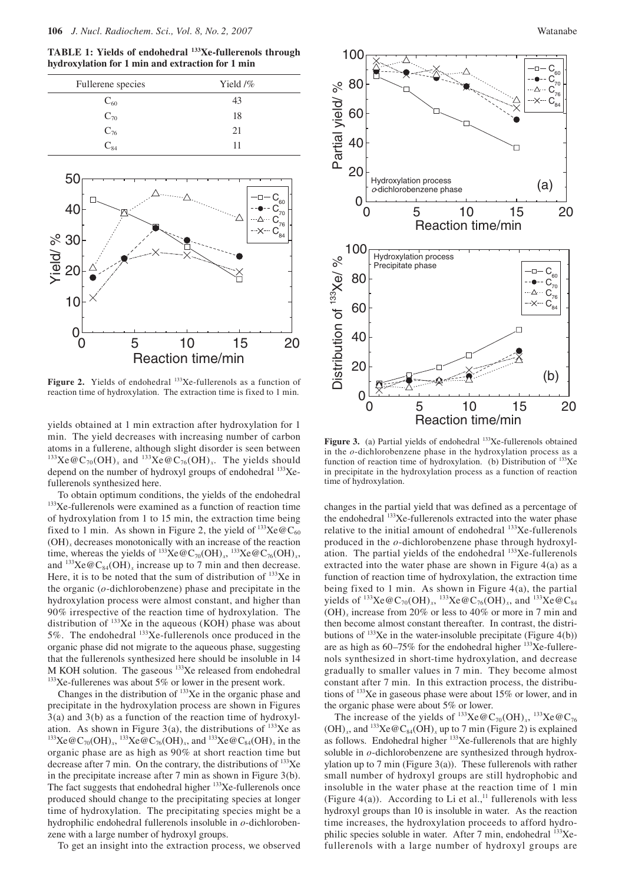**TABLE 1: Yields of endohedral $^{133}$Xe-fullerenols through hydroxylation for 1 min and extraction for 1 min**

| Fullerene species | Yield /% |
|---|---|
| $C_{60}$ | 43 |
| $C_{70}$ | 18 |
| $C_{76}$ | 21 |
| $C_{84}$ | 11 |

**Figure 2.** Yields of endohedral $^{133}$Xe-fullerenols as a function of reaction time of hydroxylation. The extraction time is fixed to 1 min.

yields obtained at 1 min extraction after hydroxylation for 1 min. The yield decreases with increasing number of carbon atoms in a fullerene, although slight disorder is seen between $^{133}Xe@C_{70}(OH)_x$ and $^{133}Xe@C_{76}(OH)_x$. The yields should depend on the number of hydroxyl groups of endohedral $^{133}$Xe-fullerenols synthesized here.

To obtain optimum conditions, the yields of the endohedral $^{133}$Xe-fullerenols were examined as a function of reaction time of hydroxylation from 1 to 15 min, the extraction time being fixed to 1 min. As shown in Figure 2, the yield of $^{133}Xe@C_{60}(OH)_x$ decreases monotonically with an increase of the reaction time, whereas the yields of $^{133}Xe@C_{70}(OH)_x$, $^{133}Xe@C_{76}(OH)_x$, and $^{133}Xe@C_{84}(OH)_x$ increase up to 7 min and then decrease. Here, it is to be noted that the sum of distribution of $^{133}$Xe in the organic (*o*-dichlorobenzene) phase and precipitate in the hydroxylation process were almost constant, and higher than 90% irrespective of the reaction time of hydroxylation. The distribution of $^{133}$Xe in the aqueous (KOH) phase was about 5%. The endohedral $^{133}$Xe-fullerenols once produced in the organic phase did not migrate to the aqueous phase, suggesting that the fullerenols synthesized here should be insoluble in 14 M KOH solution. The gaseous $^{133}$Xe released from endohedral $^{133}$Xe-fullerenes was about 5% or lower in the present work.

Changes in the distribution of $^{133}$Xe in the organic phase and precipitate in the hydroxylation process are shown in Figures 3(a) and 3(b) as a function of the reaction time of hydroxylation. As shown in Figure 3(a), the distributions of $^{133}$Xe as $^{133}Xe@C_{70}(OH)_x$, $^{133}Xe@C_{76}(OH)_x$, and $^{133}Xe@C_{84}(OH)_x$ in the organic phase are as high as 90% at short reaction time but decrease after 7 min. On the contrary, the distributions of $^{133}$Xe in the precipitate increase after 7 min as shown in Figure 3(b). The fact suggests that endohedral higher $^{133}$Xe-fullerenols once produced should change to the precipitating species at longer time of hydroxylation. The precipitating species might be a hydrophilic endohedral fullerenols insoluble in *o*-dichlorobenzene with a large number of hydroxyl groups.

To get an insight into the extraction process, we observed changes in the partial yield that was defined as a percentage of the endohedral $^{133}$Xe-fullerenols extracted into the water phase relative to the initial amount of endohedral $^{133}$Xe-fullerenols produced in the *o*-dichlorobenzene phase through hydroxylation. The partial yields of the endohedral $^{133}$Xe-fullerenols extracted into the water phase are shown in Figure 4(a) as a function of reaction time of hydroxylation, the extraction time being fixed to 1 min. As shown in Figure 4(a), the partial yields of $^{133}Xe@C_{70}(OH)_x$, $^{133}Xe@C_{76}(OH)_x$, and $^{133}Xe@C_{84}(OH)_x$ increase from 20% or less to 40% or more in 7 min and then become almost constant thereafter. In contrast, the distributions of $^{133}$Xe in the water-insoluble precipitate (Figure 4(b)) are as high as 60–75% for the endohedral higher $^{133}$Xe-fullerenols synthesized in short-time hydroxylation, and decrease gradually to smaller values in 7 min. They become almost constant after 7 min. In this extraction process, the distributions of $^{133}$Xe in gaseous phase were about 15% or lower, and in the organic phase were about 5% or lower.

**Figure 3.** (a) Partial yields of endohedral $^{133}$Xe-fullerenols obtained in the *o*-dichlorobenzene phase in the hydroxylation process as a function of reaction time of hydroxylation. (b) Distribution of $^{133}$Xe in precipitate in the hydroxylation process as a function of reaction time of hydroxylation.

The increase of the yields of $^{133}Xe@C_{70}(OH)_x$, $^{133}Xe@C_{76}(OH)_x$, and $^{133}Xe@C_{84}(OH)_x$ up to 7 min (Figure 2) is explained as follows. Endohedral higher $^{133}$Xe-fullerenols that are highly soluble in *o*-dichlorobenzene are synthesized through hydroxylation up to 7 min (Figure 3(a)). These fullerenols with rather small number of hydroxyl groups are still hydrophobic and insoluble in the water phase at the reaction time of 1 min (Figure 4(a)). According to Li et al.,[11] fullerenols with less hydroxyl groups than 10 is insoluble in water. As the reaction time increases, the hydroxylation proceeds to afford hydrophilic species soluble in water. After 7 min, endohedral $^{133}$Xe-fullerenols with a large number of hydroxyl groups are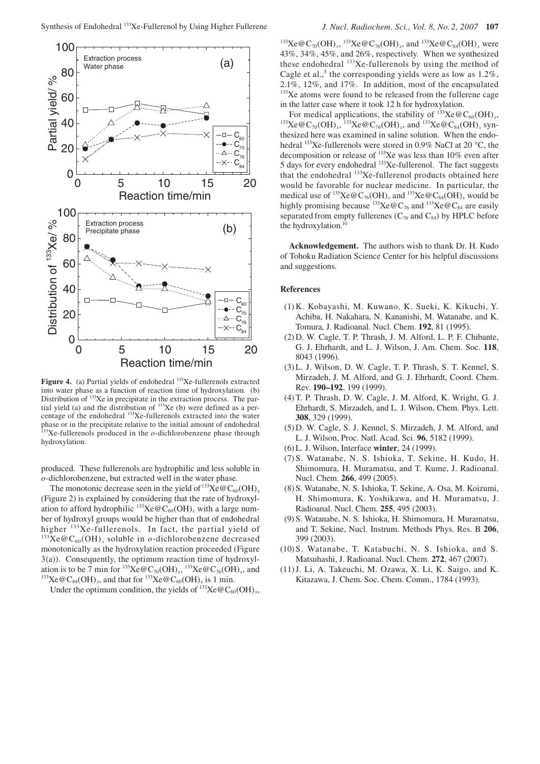(a)

Extraction process
Water phase

Partial yield/ %

Reaction time/min

100
80
60
40
20
0

0 5 10 15 20

C60
C70
C76
C84

(b)

Extraction process
Precipitate phase

Distribution of $^{133}$Xe/ %

Reaction time/min

100
80
60
40
20
0

0 5 10 15 20

C60
C70
C76
C84

**Figure 4.** (a) Partial yields of endohedral $^{133}$Xe-fullerenols extracted into water phase as a function of reaction time of hydroxylation. (b) Distribution of $^{133}$Xe in precipitate in the extraction process. The partial yield (a) and the distribution of $^{133}$Xe (b) were defined as a percentage of the endohedral $^{133}$Xe-fullerenols extracted into the water phase or in the precipitate relative to the initial amount of endohedral $^{133}$Xe-fullerenols produced in the *o*-dichlorobenzene phase through hydroxylation.

produced. These fullerenols are hydrophilic and less soluble in *o*-dichlorobenzene, but extracted well in the water phase.

The monotonic decrease seen in the yield of $^{133}Xe@C_{60}(OH)_x$ (Figure 2) is explained by considering that the rate of hydroxylation to afford hydrophilic $^{133}Xe@C_{60}(OH)_x$ with a large number of hydroxyl groups would be higher than that of endohedral higher $^{133}$Xe-fullerenols. In fact, the partial yield of $^{133}Xe@C_{60}(OH)_x$ soluble in *o*-dichlorobenzene decreased monotonically as the hydroxylation reaction proceeded (Figure 3(a)). Consequently, the optimum reaction time of hydroxylation is to be 7 min for $^{133}Xe@C_{70}(OH)_x$, $^{133}Xe@C_{76}(OH)_x$, and $^{133}Xe@C_{84}(OH)_x$, and that for $^{133}Xe@C_{60}(OH)_x$ is 1 min.

Under the optimum condition, the yields of $^{133}Xe@C_{60}(OH)_x$, $^{133}Xe@C_{70}(OH)_x$, $^{133}Xe@C_{76}(OH)_x$, and $^{133}Xe@C_{84}(OH)_x$ were 43%, 34%, 45%, and 26%, respectively. When we synthesized these endohedral $^{133}$Xe-fullerenols by using the method of Cagle et al.,[5] the corresponding yields were as low as 1.2%, 2.1%, 12%, and 17%. In addition, most of the encapsulated $^{133}$Xe atoms were found to be released from the fullerene cage in the latter case where it took 12 h for hydroxylation.

For medical applications, the stability of $^{133}Xe@C_{60}(OH)_x$, $^{133}Xe@C_{70}(OH)_x$, $^{133}Xe@C_{76}(OH)_x$, and $^{133}Xe@C_{84}(OH)_x$ synthesized here was examined in saline solution. When the endohedral $^{133}$Xe-fullerenols were stored in 0.9% NaCl at 20 °C, the decomposition or release of $^{133}$Xe was less than 10% even after 5 days for every endohedral $^{133}$Xe-fullerenol. The fact suggests that the endohedral $^{133}$Xe-fullerenol products obtained here would be favorable for nuclear medicine. In particular, the medical use of $^{133}Xe@C_{76}(OH)_x$ and $^{133}Xe@C_{84}(OH)_x$ would be highly promising because $^{133}Xe@C_{76}$ and $^{133}Xe@C_{84}$ are easily separated from empty fullerenes ($C_{76}$ and $C_{84}$) by HPLC before the hydroxylation.[10]

**Acknowledgement.** The authors wish to thank Dr. H. Kudo of Tohoku Radiation Science Center for his helpful discussions and suggestions.

## References

(1) K. Kobayashi, M. Kuwano, K. Sueki, K. Kikuchi, Y. Achiba, H. Nakahara, N. Kananishi, M. Watanabe, and K. Tomura, J. Radioanal. Nucl. Chem. **192**, 81 (1995).

(2) D. W. Cagle, T. P. Thrash, J. M. Alford, L. P. F. Chibante, G. J. Ehrhardt, and L. J. Wilson, J. Am. Chem. Soc. **118**, 8043 (1996).

(3) L. J. Wilson, D. W. Cagle, T. P. Thrash, S. T. Kennel, S. Mirzadeh, J. M. Alford, and G. J. Ehrhardt, Coord. Chem. Rev. **190–192**, 199 (1999).

(4) T. P. Thrash, D. W. Cagle, J. M. Alford, K. Wright, G. J. Ehrhardt, S. Mirzadeh, and L. J. Wilson, Chem. Phys. Lett. **308**, 329 (1999).

(5) D. W. Cagle, S. J. Kennel, S. Mirzadeh, J. M. Alford, and L. J. Wilson, Proc. Natl. Acad. Sci. **96**, 5182 (1999).

(6) L. J. Wilson, Interface **winter**, 24 (1999).

(7) S. Watanabe, N. S. Ishioka, T. Sekine, H. Kudo, H. Shimomura, H. Muramatsu, and T. Kume, J. Radioanal. Nucl. Chem. **266**, 499 (2005).

(8) S. Watanabe, N. S. Ishioka, T. Sekine, A. Osa, M. Koizumi, H. Shimomura, K. Yoshikawa, and H. Muramatsu, J. Radioanal. Nucl. Chem. **255**, 495 (2003).

(9) S. Watanabe, N. S. Ishioka, H. Shimomura, H. Muramatsu, and T. Sekine, Nucl. Instrum. Methods Phys. Res. B **206**, 399 (2003).

(10) S. Watanabe, T. Katabuchi, N. S. Ishioka, and S. Matsuhashi, J. Radioanal. Nucl. Chem. **272**, 467 (2007).

(11) J. Li, A. Takeuchi, M. Ozawa, X. Li, K. Saigo, and K. Kitazawa, J. Chem. Soc. Chem. Comm., 1784 (1993).